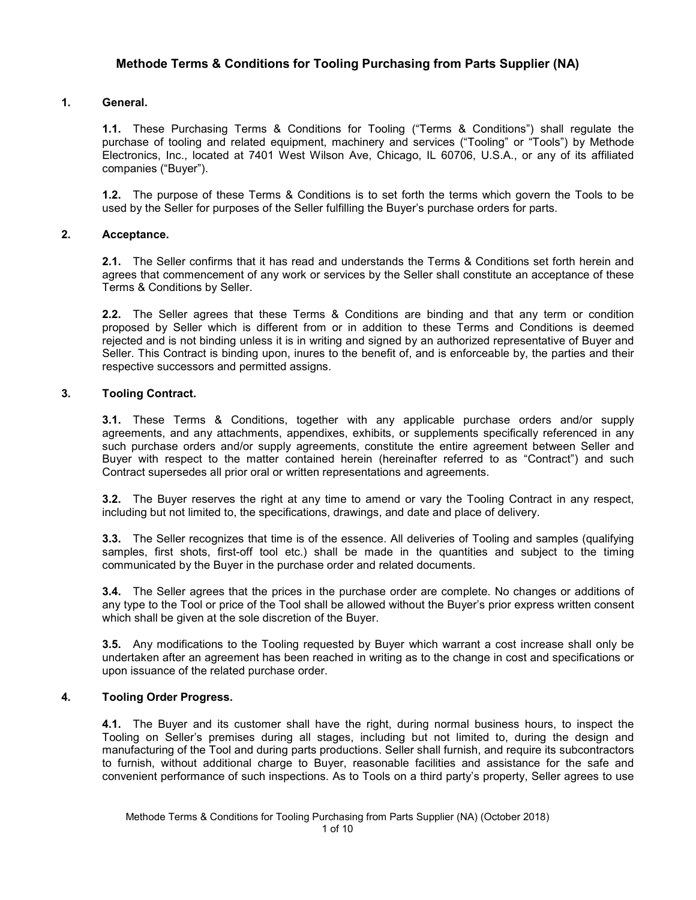# Methode Terms & Conditions for Tooling Purchasing from Parts Supplier (NA)

## 1. General.

**1.1.** These Purchasing Terms & Conditions for Tooling ("Terms & Conditions") shall regulate the purchase of tooling and related equipment, machinery and services ("Tooling" or "Tools") by Methode Electronics, Inc., located at 7401 West Wilson Ave, Chicago, IL 60706, U.S.A., or any of its affiliated companies ("Buyer").

**1.2.** The purpose of these Terms & Conditions is to set forth the terms which govern the Tools to be used by the Seller for purposes of the Seller fulfilling the Buyer's purchase orders for parts.

## 2. Acceptance.

**2.1.** The Seller confirms that it has read and understands the Terms & Conditions set forth herein and agrees that commencement of any work or services by the Seller shall constitute an acceptance of these Terms & Conditions by Seller.

**2.2.** The Seller agrees that these Terms & Conditions are binding and that any term or condition proposed by Seller which is different from or in addition to these Terms and Conditions is deemed rejected and is not binding unless it is in writing and signed by an authorized representative of Buyer and Seller. This Contract is binding upon, inures to the benefit of, and is enforceable by, the parties and their respective successors and permitted assigns.

## 3. Tooling Contract.

**3.1.** These Terms & Conditions, together with any applicable purchase orders and/or supply agreements, and any attachments, appendixes, exhibits, or supplements specifically referenced in any such purchase orders and/or supply agreements, constitute the entire agreement between Seller and Buyer with respect to the matter contained herein (hereinafter referred to as "Contract") and such Contract supersedes all prior oral or written representations and agreements.

**3.2.** The Buyer reserves the right at any time to amend or vary the Tooling Contract in any respect, including but not limited to, the specifications, drawings, and date and place of delivery.

**3.3.** The Seller recognizes that time is of the essence. All deliveries of Tooling and samples (qualifying samples, first shots, first-off tool etc.) shall be made in the quantities and subject to the timing communicated by the Buyer in the purchase order and related documents.

**3.4.** The Seller agrees that the prices in the purchase order are complete. No changes or additions of any type to the Tool or price of the Tool shall be allowed without the Buyer's prior express written consent which shall be given at the sole discretion of the Buyer.

**3.5.** Any modifications to the Tooling requested by Buyer which warrant a cost increase shall only be undertaken after an agreement has been reached in writing as to the change in cost and specifications or upon issuance of the related purchase order.

## 4. Tooling Order Progress.

**4.1.** The Buyer and its customer shall have the right, during normal business hours, to inspect the Tooling on Seller's premises during all stages, including but not limited to, during the design and manufacturing of the Tool and during parts productions. Seller shall furnish, and require its subcontractors to furnish, without additional charge to Buyer, reasonable facilities and assistance for the safe and convenient performance of such inspections. As to Tools on a third party's property, Seller agrees to use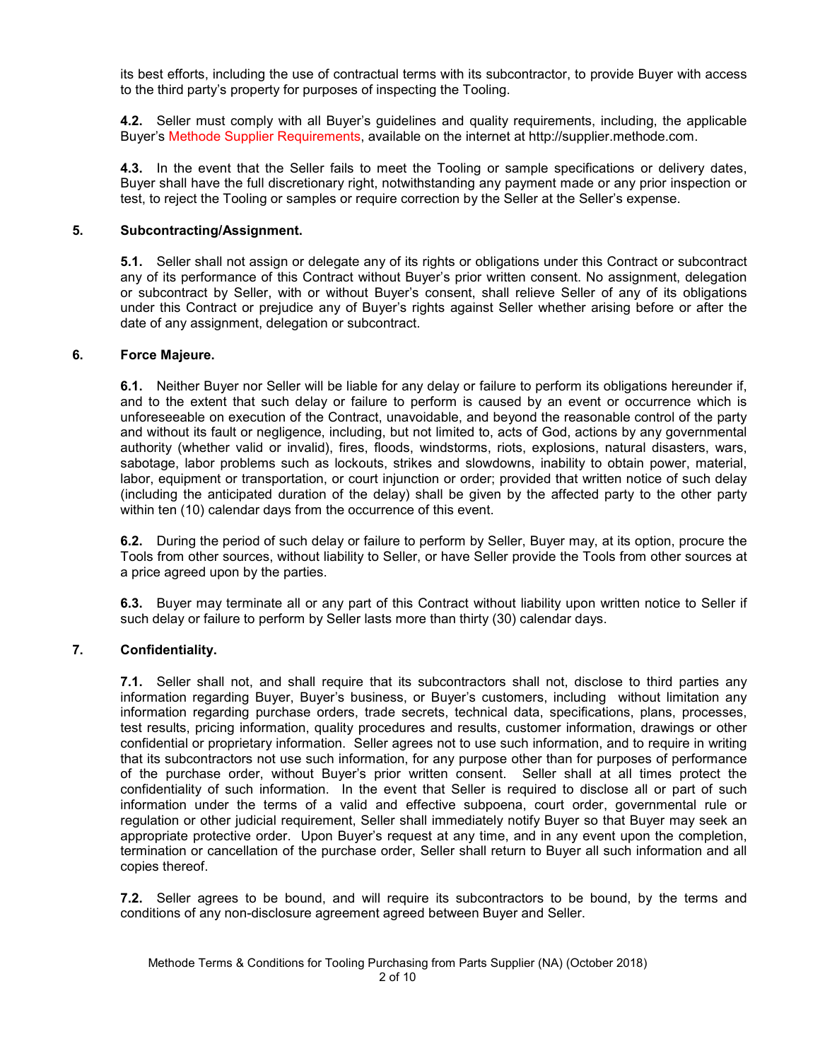its best efforts, including the use of contractual terms with its subcontractor, to provide Buyer with access to the third party's property for purposes of inspecting the Tooling.

**4.2.** Seller must comply with all Buyer's guidelines and quality requirements, including, the applicable Buyer's Methode Supplier Requirements, available on the internet at http://supplier.methode.com.

**4.3.** In the event that the Seller fails to meet the Tooling or sample specifications or delivery dates, Buyer shall have the full discretionary right, notwithstanding any payment made or any prior inspection or test, to reject the Tooling or samples or require correction by the Seller at the Seller's expense.

## 5. Subcontracting/Assignment.

**5.1.** Seller shall not assign or delegate any of its rights or obligations under this Contract or subcontract any of its performance of this Contract without Buyer's prior written consent. No assignment, delegation or subcontract by Seller, with or without Buyer's consent, shall relieve Seller of any of its obligations under this Contract or prejudice any of Buyer's rights against Seller whether arising before or after the date of any assignment, delegation or subcontract.

## 6. Force Majeure.

**6.1.** Neither Buyer nor Seller will be liable for any delay or failure to perform its obligations hereunder if, and to the extent that such delay or failure to perform is caused by an event or occurrence which is unforeseeable on execution of the Contract, unavoidable, and beyond the reasonable control of the party and without its fault or negligence, including, but not limited to, acts of God, actions by any governmental authority (whether valid or invalid), fires, floods, windstorms, riots, explosions, natural disasters, wars, sabotage, labor problems such as lockouts, strikes and slowdowns, inability to obtain power, material, labor, equipment or transportation, or court injunction or order; provided that written notice of such delay (including the anticipated duration of the delay) shall be given by the affected party to the other party within ten (10) calendar days from the occurrence of this event.

**6.2.** During the period of such delay or failure to perform by Seller, Buyer may, at its option, procure the Tools from other sources, without liability to Seller, or have Seller provide the Tools from other sources at a price agreed upon by the parties.

**6.3.** Buyer may terminate all or any part of this Contract without liability upon written notice to Seller if such delay or failure to perform by Seller lasts more than thirty (30) calendar days.

## 7. Confidentiality.

**7.1.** Seller shall not, and shall require that its subcontractors shall not, disclose to third parties any information regarding Buyer, Buyer's business, or Buyer's customers, including without limitation any information regarding purchase orders, trade secrets, technical data, specifications, plans, processes, test results, pricing information, quality procedures and results, customer information, drawings or other confidential or proprietary information. Seller agrees not to use such information, and to require in writing that its subcontractors not use such information, for any purpose other than for purposes of performance of the purchase order, without Buyer's prior written consent. Seller shall at all times protect the confidentiality of such information. In the event that Seller is required to disclose all or part of such information under the terms of a valid and effective subpoena, court order, governmental rule or regulation or other judicial requirement, Seller shall immediately notify Buyer so that Buyer may seek an appropriate protective order. Upon Buyer's request at any time, and in any event upon the completion, termination or cancellation of the purchase order, Seller shall return to Buyer all such information and all copies thereof.

**7.2.** Seller agrees to be bound, and will require its subcontractors to be bound, by the terms and conditions of any non-disclosure agreement agreed between Buyer and Seller.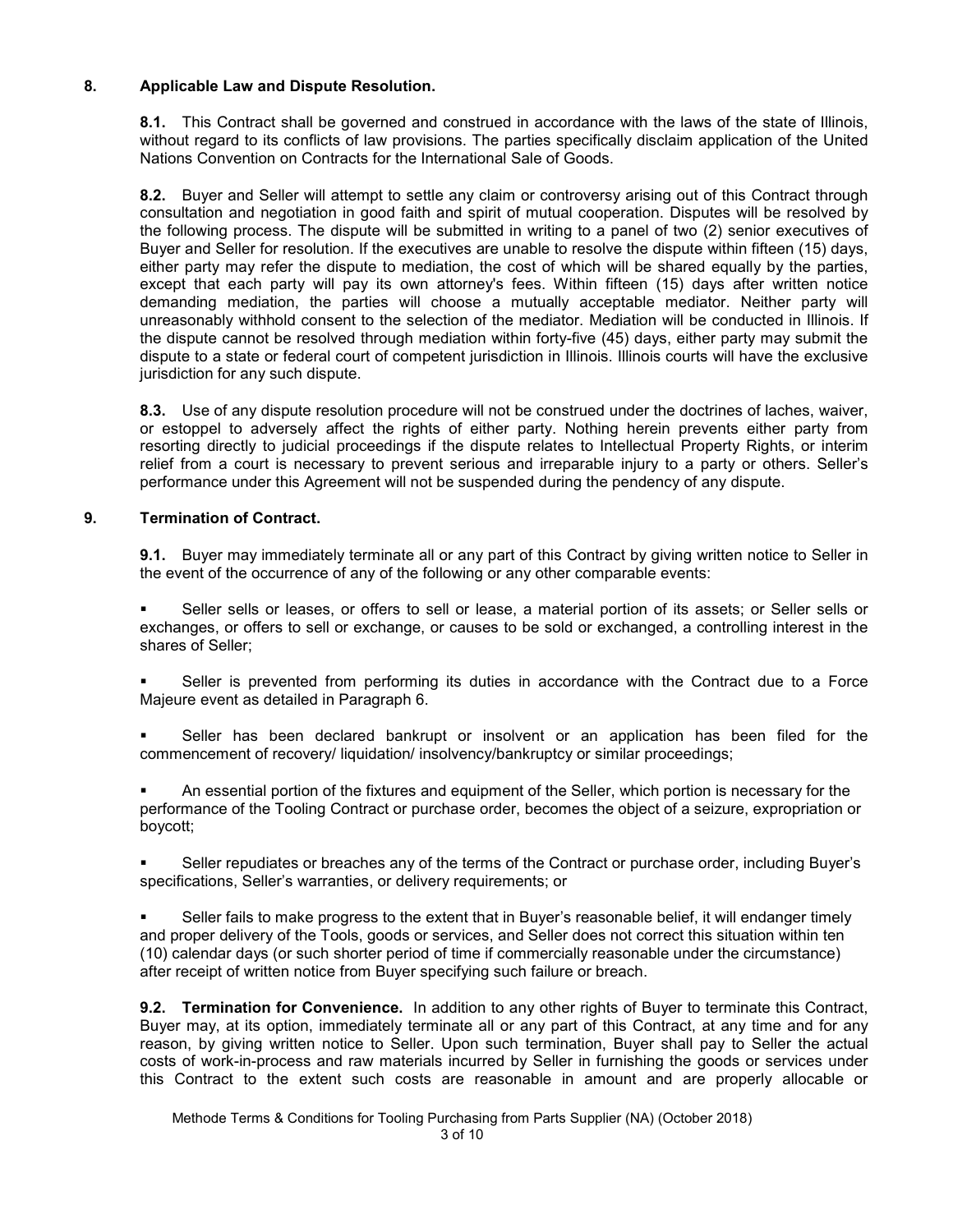## 8. Applicable Law and Dispute Resolution.

**8.1.** This Contract shall be governed and construed in accordance with the laws of the state of Illinois, without regard to its conflicts of law provisions. The parties specifically disclaim application of the United Nations Convention on Contracts for the International Sale of Goods.

**8.2.** Buyer and Seller will attempt to settle any claim or controversy arising out of this Contract through consultation and negotiation in good faith and spirit of mutual cooperation. Disputes will be resolved by the following process. The dispute will be submitted in writing to a panel of two (2) senior executives of Buyer and Seller for resolution. If the executives are unable to resolve the dispute within fifteen (15) days, either party may refer the dispute to mediation, the cost of which will be shared equally by the parties, except that each party will pay its own attorney's fees. Within fifteen (15) days after written notice demanding mediation, the parties will choose a mutually acceptable mediator. Neither party will unreasonably withhold consent to the selection of the mediator. Mediation will be conducted in Illinois. If the dispute cannot be resolved through mediation within forty-five (45) days, either party may submit the dispute to a state or federal court of competent jurisdiction in Illinois. Illinois courts will have the exclusive jurisdiction for any such dispute.

**8.3.** Use of any dispute resolution procedure will not be construed under the doctrines of laches, waiver, or estoppel to adversely affect the rights of either party. Nothing herein prevents either party from resorting directly to judicial proceedings if the dispute relates to Intellectual Property Rights, or interim relief from a court is necessary to prevent serious and irreparable injury to a party or others. Seller's performance under this Agreement will not be suspended during the pendency of any dispute.

## 9. Termination of Contract.

**9.1.** Buyer may immediately terminate all or any part of this Contract by giving written notice to Seller in the event of the occurrence of any of the following or any other comparable events:

- Seller sells or leases, or offers to sell or lease, a material portion of its assets; or Seller sells or exchanges, or offers to sell or exchange, or causes to be sold or exchanged, a controlling interest in the shares of Seller;
- Seller is prevented from performing its duties in accordance with the Contract due to a Force Majeure event as detailed in Paragraph 6.
- Seller has been declared bankrupt or insolvent or an application has been filed for the commencement of recovery/ liquidation/ insolvency/bankruptcy or similar proceedings;
- An essential portion of the fixtures and equipment of the Seller, which portion is necessary for the performance of the Tooling Contract or purchase order, becomes the object of a seizure, expropriation or boycott;
- Seller repudiates or breaches any of the terms of the Contract or purchase order, including Buyer's specifications, Seller's warranties, or delivery requirements; or
- Seller fails to make progress to the extent that in Buyer's reasonable belief, it will endanger timely and proper delivery of the Tools, goods or services, and Seller does not correct this situation within ten (10) calendar days (or such shorter period of time if commercially reasonable under the circumstance) after receipt of written notice from Buyer specifying such failure or breach.

**9.2. Termination for Convenience.** In addition to any other rights of Buyer to terminate this Contract, Buyer may, at its option, immediately terminate all or any part of this Contract, at any time and for any reason, by giving written notice to Seller. Upon such termination, Buyer shall pay to Seller the actual costs of work-in-process and raw materials incurred by Seller in furnishing the goods or services under this Contract to the extent such costs are reasonable in amount and are properly allocable or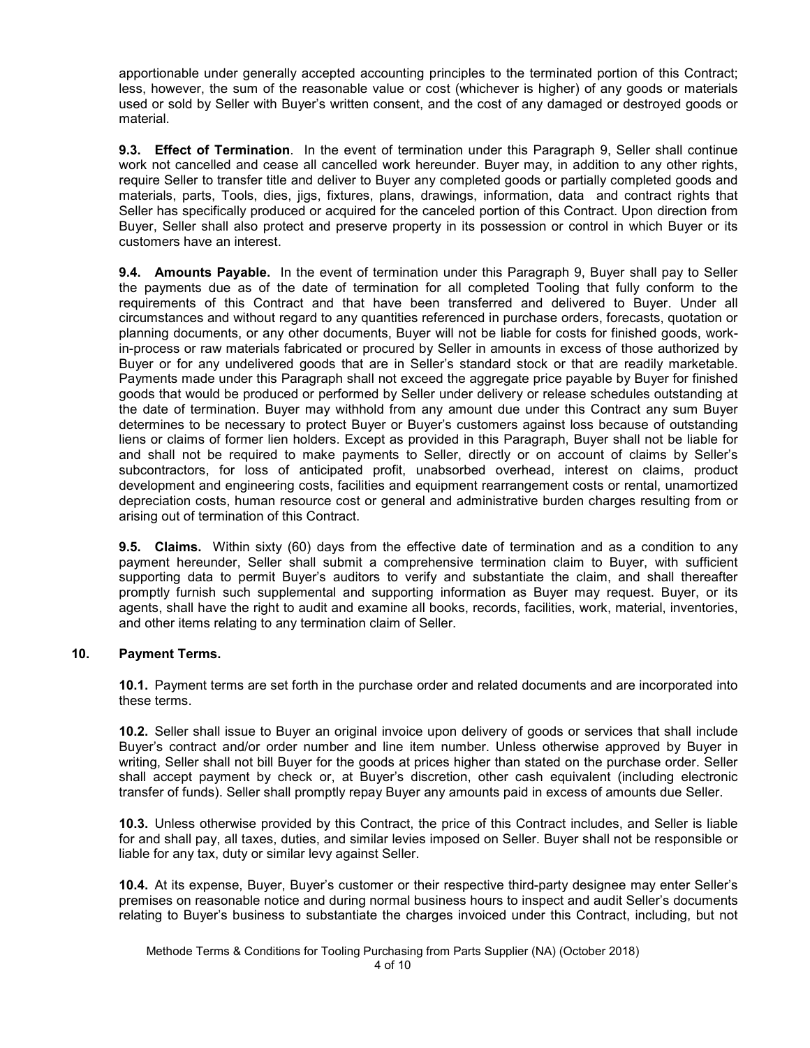apportionable under generally accepted accounting principles to the terminated portion of this Contract; less, however, the sum of the reasonable value or cost (whichever is higher) of any goods or materials used or sold by Seller with Buyer's written consent, and the cost of any damaged or destroyed goods or material.

**9.3. Effect of Termination**. In the event of termination under this Paragraph 9, Seller shall continue work not cancelled and cease all cancelled work hereunder. Buyer may, in addition to any other rights, require Seller to transfer title and deliver to Buyer any completed goods or partially completed goods and materials, parts, Tools, dies, jigs, fixtures, plans, drawings, information, data and contract rights that Seller has specifically produced or acquired for the canceled portion of this Contract. Upon direction from Buyer, Seller shall also protect and preserve property in its possession or control in which Buyer or its customers have an interest.

**9.4. Amounts Payable.** In the event of termination under this Paragraph 9, Buyer shall pay to Seller the payments due as of the date of termination for all completed Tooling that fully conform to the requirements of this Contract and that have been transferred and delivered to Buyer. Under all circumstances and without regard to any quantities referenced in purchase orders, forecasts, quotation or planning documents, or any other documents, Buyer will not be liable for costs for finished goods, work-in-process or raw materials fabricated or procured by Seller in amounts in excess of those authorized by Buyer or for any undelivered goods that are in Seller's standard stock or that are readily marketable. Payments made under this Paragraph shall not exceed the aggregate price payable by Buyer for finished goods that would be produced or performed by Seller under delivery or release schedules outstanding at the date of termination. Buyer may withhold from any amount due under this Contract any sum Buyer determines to be necessary to protect Buyer or Buyer's customers against loss because of outstanding liens or claims of former lien holders. Except as provided in this Paragraph, Buyer shall not be liable for and shall not be required to make payments to Seller, directly or on account of claims by Seller's subcontractors, for loss of anticipated profit, unabsorbed overhead, interest on claims, product development and engineering costs, facilities and equipment rearrangement costs or rental, unamortized depreciation costs, human resource cost or general and administrative burden charges resulting from or arising out of termination of this Contract.

**9.5. Claims.** Within sixty (60) days from the effective date of termination and as a condition to any payment hereunder, Seller shall submit a comprehensive termination claim to Buyer, with sufficient supporting data to permit Buyer's auditors to verify and substantiate the claim, and shall thereafter promptly furnish such supplemental and supporting information as Buyer may request. Buyer, or its agents, shall have the right to audit and examine all books, records, facilities, work, material, inventories, and other items relating to any termination claim of Seller.

## 10. Payment Terms.

**10.1.** Payment terms are set forth in the purchase order and related documents and are incorporated into these terms.

**10.2.** Seller shall issue to Buyer an original invoice upon delivery of goods or services that shall include Buyer's contract and/or order number and line item number. Unless otherwise approved by Buyer in writing, Seller shall not bill Buyer for the goods at prices higher than stated on the purchase order. Seller shall accept payment by check or, at Buyer's discretion, other cash equivalent (including electronic transfer of funds). Seller shall promptly repay Buyer any amounts paid in excess of amounts due Seller.

**10.3.** Unless otherwise provided by this Contract, the price of this Contract includes, and Seller is liable for and shall pay, all taxes, duties, and similar levies imposed on Seller. Buyer shall not be responsible or liable for any tax, duty or similar levy against Seller.

**10.4.** At its expense, Buyer, Buyer's customer or their respective third-party designee may enter Seller's premises on reasonable notice and during normal business hours to inspect and audit Seller's documents relating to Buyer's business to substantiate the charges invoiced under this Contract, including, but not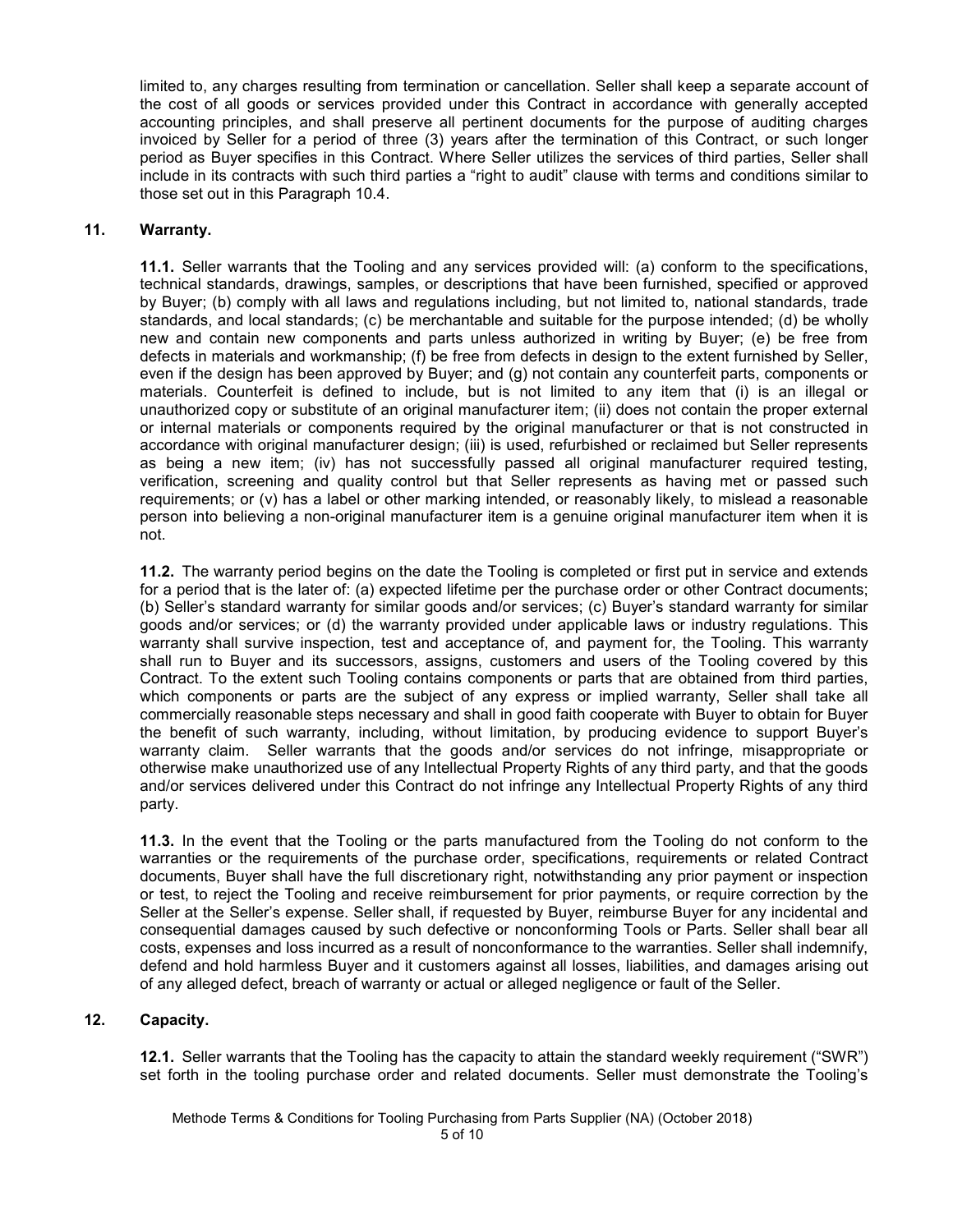limited to, any charges resulting from termination or cancellation. Seller shall keep a separate account of the cost of all goods or services provided under this Contract in accordance with generally accepted accounting principles, and shall preserve all pertinent documents for the purpose of auditing charges invoiced by Seller for a period of three (3) years after the termination of this Contract, or such longer period as Buyer specifies in this Contract. Where Seller utilizes the services of third parties, Seller shall include in its contracts with such third parties a "right to audit" clause with terms and conditions similar to those set out in this Paragraph 10.4.

## 11. Warranty.

**11.1.** Seller warrants that the Tooling and any services provided will: (a) conform to the specifications, technical standards, drawings, samples, or descriptions that have been furnished, specified or approved by Buyer; (b) comply with all laws and regulations including, but not limited to, national standards, trade standards, and local standards; (c) be merchantable and suitable for the purpose intended; (d) be wholly new and contain new components and parts unless authorized in writing by Buyer; (e) be free from defects in materials and workmanship; (f) be free from defects in design to the extent furnished by Seller, even if the design has been approved by Buyer; and (g) not contain any counterfeit parts, components or materials. Counterfeit is defined to include, but is not limited to any item that (i) is an illegal or unauthorized copy or substitute of an original manufacturer item; (ii) does not contain the proper external or internal materials or components required by the original manufacturer or that is not constructed in accordance with original manufacturer design; (iii) is used, refurbished or reclaimed but Seller represents as being a new item; (iv) has not successfully passed all original manufacturer required testing, verification, screening and quality control but that Seller represents as having met or passed such requirements; or (v) has a label or other marking intended, or reasonably likely, to mislead a reasonable person into believing a non-original manufacturer item is a genuine original manufacturer item when it is not.

**11.2.** The warranty period begins on the date the Tooling is completed or first put in service and extends for a period that is the later of: (a) expected lifetime per the purchase order or other Contract documents; (b) Seller's standard warranty for similar goods and/or services; (c) Buyer's standard warranty for similar goods and/or services; or (d) the warranty provided under applicable laws or industry regulations. This warranty shall survive inspection, test and acceptance of, and payment for, the Tooling. This warranty shall run to Buyer and its successors, assigns, customers and users of the Tooling covered by this Contract. To the extent such Tooling contains components or parts that are obtained from third parties, which components or parts are the subject of any express or implied warranty, Seller shall take all commercially reasonable steps necessary and shall in good faith cooperate with Buyer to obtain for Buyer the benefit of such warranty, including, without limitation, by producing evidence to support Buyer's warranty claim. Seller warrants that the goods and/or services do not infringe, misappropriate or otherwise make unauthorized use of any Intellectual Property Rights of any third party, and that the goods and/or services delivered under this Contract do not infringe any Intellectual Property Rights of any third party.

**11.3.** In the event that the Tooling or the parts manufactured from the Tooling do not conform to the warranties or the requirements of the purchase order, specifications, requirements or related Contract documents, Buyer shall have the full discretionary right, notwithstanding any prior payment or inspection or test, to reject the Tooling and receive reimbursement for prior payments, or require correction by the Seller at the Seller's expense. Seller shall, if requested by Buyer, reimburse Buyer for any incidental and consequential damages caused by such defective or nonconforming Tools or Parts. Seller shall bear all costs, expenses and loss incurred as a result of nonconformance to the warranties. Seller shall indemnify, defend and hold harmless Buyer and it customers against all losses, liabilities, and damages arising out of any alleged defect, breach of warranty or actual or alleged negligence or fault of the Seller.

## 12. Capacity.

**12.1.** Seller warrants that the Tooling has the capacity to attain the standard weekly requirement ("SWR") set forth in the tooling purchase order and related documents. Seller must demonstrate the Tooling's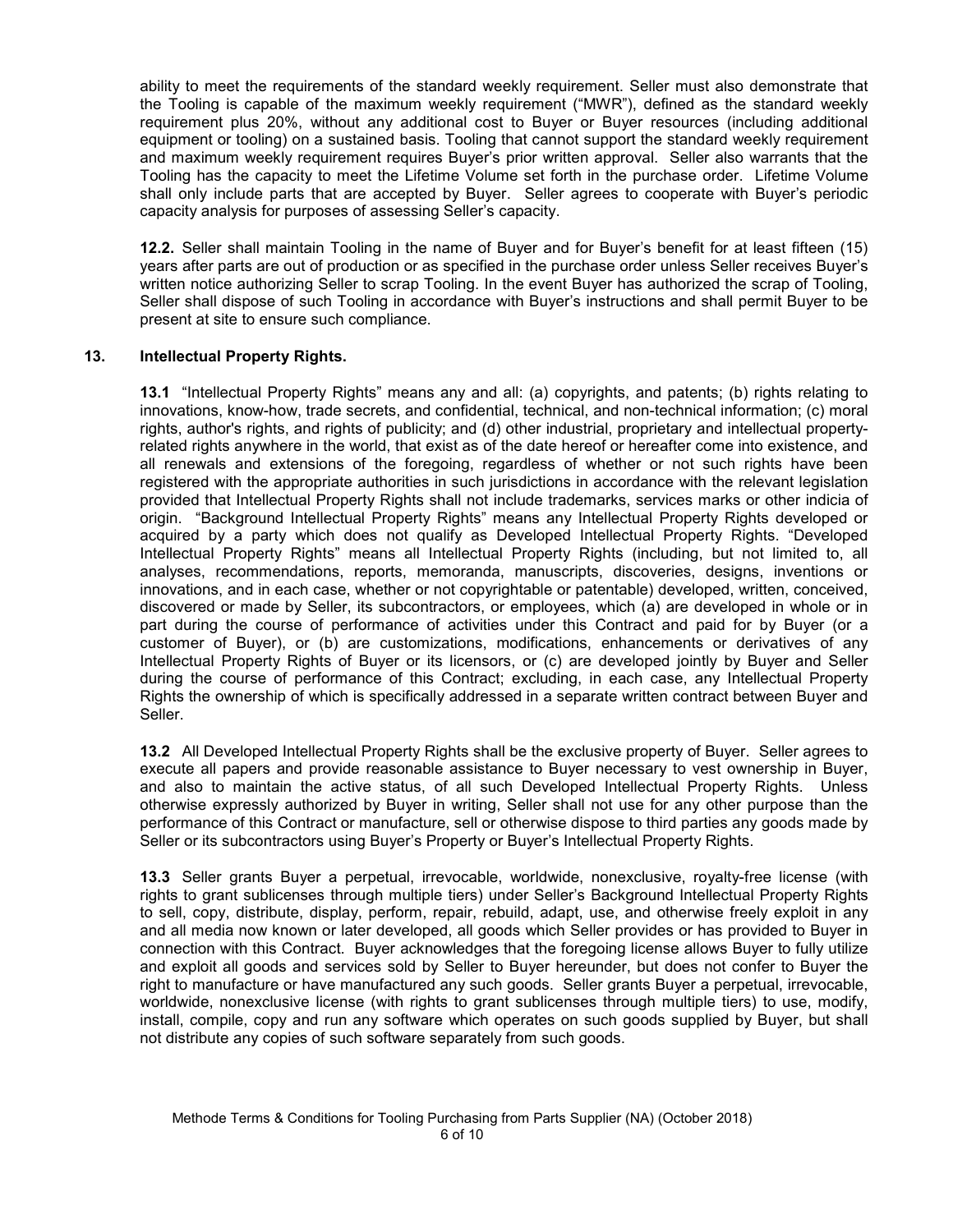ability to meet the requirements of the standard weekly requirement. Seller must also demonstrate that the Tooling is capable of the maximum weekly requirement ("MWR"), defined as the standard weekly requirement plus 20%, without any additional cost to Buyer or Buyer resources (including additional equipment or tooling) on a sustained basis. Tooling that cannot support the standard weekly requirement and maximum weekly requirement requires Buyer's prior written approval. Seller also warrants that the Tooling has the capacity to meet the Lifetime Volume set forth in the purchase order. Lifetime Volume shall only include parts that are accepted by Buyer. Seller agrees to cooperate with Buyer's periodic capacity analysis for purposes of assessing Seller's capacity.

**12.2.** Seller shall maintain Tooling in the name of Buyer and for Buyer's benefit for at least fifteen (15) years after parts are out of production or as specified in the purchase order unless Seller receives Buyer's written notice authorizing Seller to scrap Tooling. In the event Buyer has authorized the scrap of Tooling, Seller shall dispose of such Tooling in accordance with Buyer's instructions and shall permit Buyer to be present at site to ensure such compliance.

## 13. Intellectual Property Rights.

**13.1** "Intellectual Property Rights" means any and all: (a) copyrights, and patents; (b) rights relating to innovations, know-how, trade secrets, and confidential, technical, and non-technical information; (c) moral rights, author's rights, and rights of publicity; and (d) other industrial, proprietary and intellectual property-related rights anywhere in the world, that exist as of the date hereof or hereafter come into existence, and all renewals and extensions of the foregoing, regardless of whether or not such rights have been registered with the appropriate authorities in such jurisdictions in accordance with the relevant legislation provided that Intellectual Property Rights shall not include trademarks, services marks or other indicia of origin. "Background Intellectual Property Rights" means any Intellectual Property Rights developed or acquired by a party which does not qualify as Developed Intellectual Property Rights. "Developed Intellectual Property Rights" means all Intellectual Property Rights (including, but not limited to, all analyses, recommendations, reports, memoranda, manuscripts, discoveries, designs, inventions or innovations, and in each case, whether or not copyrightable or patentable) developed, written, conceived, discovered or made by Seller, its subcontractors, or employees, which (a) are developed in whole or in part during the course of performance of activities under this Contract and paid for by Buyer (or a customer of Buyer), or (b) are customizations, modifications, enhancements or derivatives of any Intellectual Property Rights of Buyer or its licensors, or (c) are developed jointly by Buyer and Seller during the course of performance of this Contract; excluding, in each case, any Intellectual Property Rights the ownership of which is specifically addressed in a separate written contract between Buyer and Seller.

**13.2** All Developed Intellectual Property Rights shall be the exclusive property of Buyer. Seller agrees to execute all papers and provide reasonable assistance to Buyer necessary to vest ownership in Buyer, and also to maintain the active status, of all such Developed Intellectual Property Rights. Unless otherwise expressly authorized by Buyer in writing, Seller shall not use for any other purpose than the performance of this Contract or manufacture, sell or otherwise dispose to third parties any goods made by Seller or its subcontractors using Buyer's Property or Buyer's Intellectual Property Rights.

**13.3** Seller grants Buyer a perpetual, irrevocable, worldwide, nonexclusive, royalty-free license (with rights to grant sublicenses through multiple tiers) under Seller's Background Intellectual Property Rights to sell, copy, distribute, display, perform, repair, rebuild, adapt, use, and otherwise freely exploit in any and all media now known or later developed, all goods which Seller provides or has provided to Buyer in connection with this Contract. Buyer acknowledges that the foregoing license allows Buyer to fully utilize and exploit all goods and services sold by Seller to Buyer hereunder, but does not confer to Buyer the right to manufacture or have manufactured any such goods. Seller grants Buyer a perpetual, irrevocable, worldwide, nonexclusive license (with rights to grant sublicenses through multiple tiers) to use, modify, install, compile, copy and run any software which operates on such goods supplied by Buyer, but shall not distribute any copies of such software separately from such goods.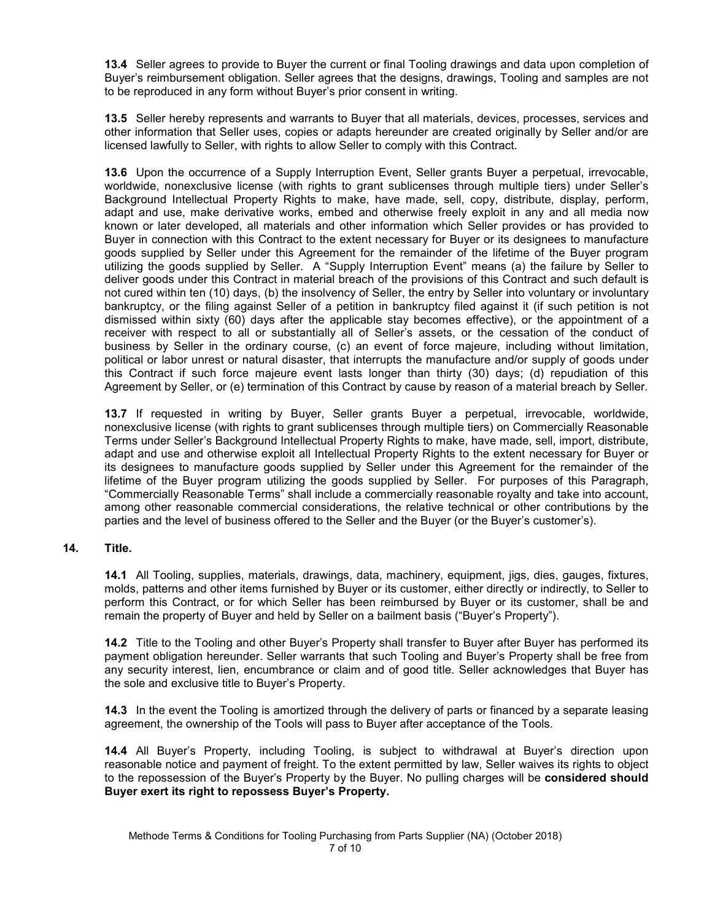**13.4** Seller agrees to provide to Buyer the current or final Tooling drawings and data upon completion of Buyer's reimbursement obligation. Seller agrees that the designs, drawings, Tooling and samples are not to be reproduced in any form without Buyer's prior consent in writing.

**13.5** Seller hereby represents and warrants to Buyer that all materials, devices, processes, services and other information that Seller uses, copies or adapts hereunder are created originally by Seller and/or are licensed lawfully to Seller, with rights to allow Seller to comply with this Contract.

**13.6** Upon the occurrence of a Supply Interruption Event, Seller grants Buyer a perpetual, irrevocable, worldwide, nonexclusive license (with rights to grant sublicenses through multiple tiers) under Seller's Background Intellectual Property Rights to make, have made, sell, copy, distribute, display, perform, adapt and use, make derivative works, embed and otherwise freely exploit in any and all media now known or later developed, all materials and other information which Seller provides or has provided to Buyer in connection with this Contract to the extent necessary for Buyer or its designees to manufacture goods supplied by Seller under this Agreement for the remainder of the lifetime of the Buyer program utilizing the goods supplied by Seller. A "Supply Interruption Event" means (a) the failure by Seller to deliver goods under this Contract in material breach of the provisions of this Contract and such default is not cured within ten (10) days, (b) the insolvency of Seller, the entry by Seller into voluntary or involuntary bankruptcy, or the filing against Seller of a petition in bankruptcy filed against it (if such petition is not dismissed within sixty (60) days after the applicable stay becomes effective), or the appointment of a receiver with respect to all or substantially all of Seller's assets, or the cessation of the conduct of business by Seller in the ordinary course, (c) an event of force majeure, including without limitation, political or labor unrest or natural disaster, that interrupts the manufacture and/or supply of goods under this Contract if such force majeure event lasts longer than thirty (30) days; (d) repudiation of this Agreement by Seller, or (e) termination of this Contract by cause by reason of a material breach by Seller.

**13.7** If requested in writing by Buyer, Seller grants Buyer a perpetual, irrevocable, worldwide, nonexclusive license (with rights to grant sublicenses through multiple tiers) on Commercially Reasonable Terms under Seller's Background Intellectual Property Rights to make, have made, sell, import, distribute, adapt and use and otherwise exploit all Intellectual Property Rights to the extent necessary for Buyer or its designees to manufacture goods supplied by Seller under this Agreement for the remainder of the lifetime of the Buyer program utilizing the goods supplied by Seller. For purposes of this Paragraph, "Commercially Reasonable Terms" shall include a commercially reasonable royalty and take into account, among other reasonable commercial considerations, the relative technical or other contributions by the parties and the level of business offered to the Seller and the Buyer (or the Buyer's customer's).

## 14. Title.

**14.1** All Tooling, supplies, materials, drawings, data, machinery, equipment, jigs, dies, gauges, fixtures, molds, patterns and other items furnished by Buyer or its customer, either directly or indirectly, to Seller to perform this Contract, or for which Seller has been reimbursed by Buyer or its customer, shall be and remain the property of Buyer and held by Seller on a bailment basis ("Buyer's Property").

**14.2** Title to the Tooling and other Buyer's Property shall transfer to Buyer after Buyer has performed its payment obligation hereunder. Seller warrants that such Tooling and Buyer's Property shall be free from any security interest, lien, encumbrance or claim and of good title. Seller acknowledges that Buyer has the sole and exclusive title to Buyer's Property.

**14.3** In the event the Tooling is amortized through the delivery of parts or financed by a separate leasing agreement, the ownership of the Tools will pass to Buyer after acceptance of the Tools.

**14.4** All Buyer's Property, including Tooling, is subject to withdrawal at Buyer's direction upon reasonable notice and payment of freight. To the extent permitted by law, Seller waives its rights to object to the repossession of the Buyer's Property by the Buyer. No pulling charges will be **considered should Buyer exert its right to repossess Buyer's Property.**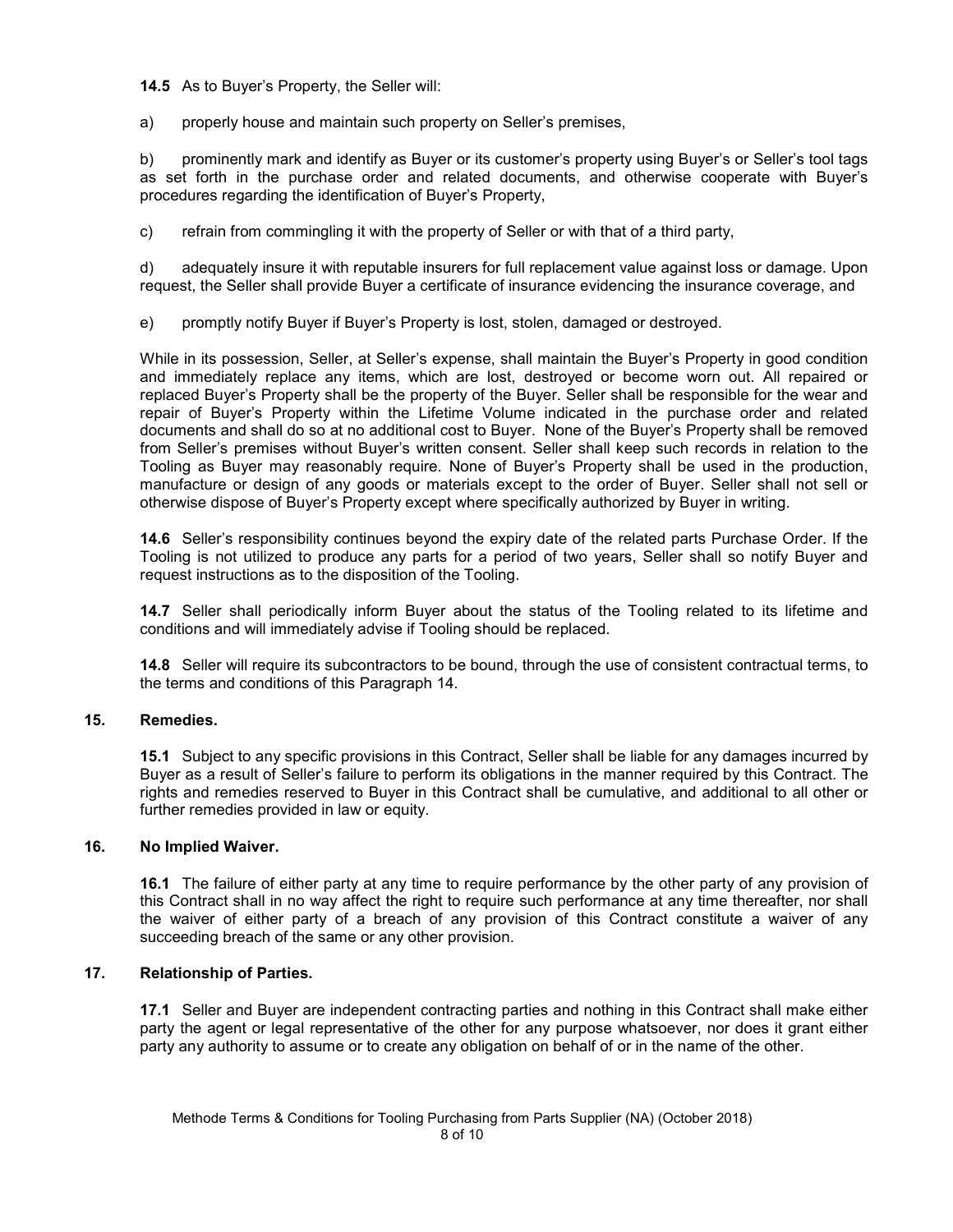**14.5** As to Buyer's Property, the Seller will:

a) properly house and maintain such property on Seller's premises,

b) prominently mark and identify as Buyer or its customer's property using Buyer's or Seller's tool tags as set forth in the purchase order and related documents, and otherwise cooperate with Buyer's procedures regarding the identification of Buyer's Property,

c) refrain from commingling it with the property of Seller or with that of a third party,

d) adequately insure it with reputable insurers for full replacement value against loss or damage. Upon request, the Seller shall provide Buyer a certificate of insurance evidencing the insurance coverage, and

e) promptly notify Buyer if Buyer's Property is lost, stolen, damaged or destroyed.

While in its possession, Seller, at Seller's expense, shall maintain the Buyer's Property in good condition and immediately replace any items, which are lost, destroyed or become worn out. All repaired or replaced Buyer's Property shall be the property of the Buyer. Seller shall be responsible for the wear and repair of Buyer's Property within the Lifetime Volume indicated in the purchase order and related documents and shall do so at no additional cost to Buyer. None of the Buyer's Property shall be removed from Seller's premises without Buyer's written consent. Seller shall keep such records in relation to the Tooling as Buyer may reasonably require. None of Buyer's Property shall be used in the production, manufacture or design of any goods or materials except to the order of Buyer. Seller shall not sell or otherwise dispose of Buyer's Property except where specifically authorized by Buyer in writing.

**14.6** Seller's responsibility continues beyond the expiry date of the related parts Purchase Order. If the Tooling is not utilized to produce any parts for a period of two years, Seller shall so notify Buyer and request instructions as to the disposition of the Tooling.

**14.7** Seller shall periodically inform Buyer about the status of the Tooling related to its lifetime and conditions and will immediately advise if Tooling should be replaced.

**14.8** Seller will require its subcontractors to be bound, through the use of consistent contractual terms, to the terms and conditions of this Paragraph 14.

## 15. Remedies.

**15.1** Subject to any specific provisions in this Contract, Seller shall be liable for any damages incurred by Buyer as a result of Seller's failure to perform its obligations in the manner required by this Contract. The rights and remedies reserved to Buyer in this Contract shall be cumulative, and additional to all other or further remedies provided in law or equity.

## 16. No Implied Waiver.

**16.1** The failure of either party at any time to require performance by the other party of any provision of this Contract shall in no way affect the right to require such performance at any time thereafter, nor shall the waiver of either party of a breach of any provision of this Contract constitute a waiver of any succeeding breach of the same or any other provision.

## 17. Relationship of Parties.

**17.1** Seller and Buyer are independent contracting parties and nothing in this Contract shall make either party the agent or legal representative of the other for any purpose whatsoever, nor does it grant either party any authority to assume or to create any obligation on behalf of or in the name of the other.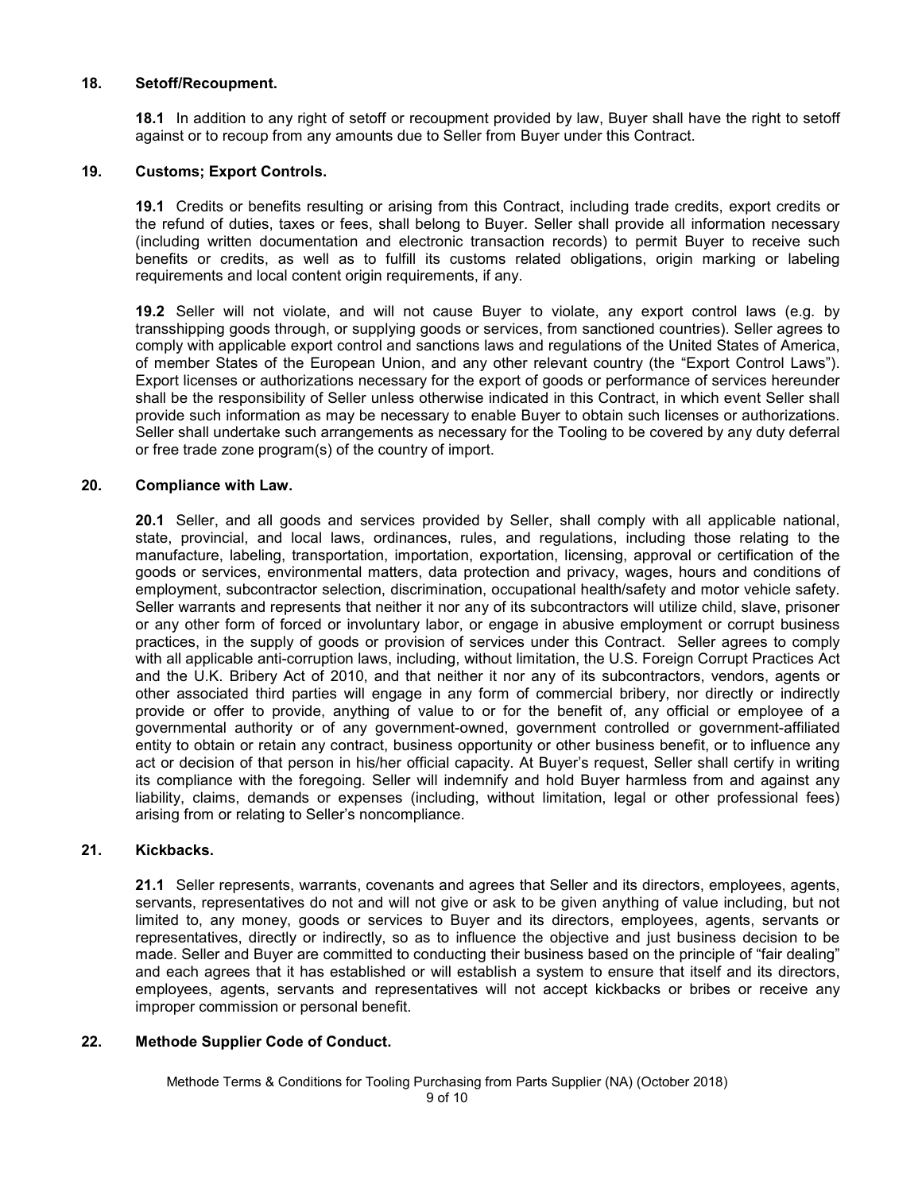## 18. Setoff/Recoupment.

**18.1** In addition to any right of setoff or recoupment provided by law, Buyer shall have the right to setoff against or to recoup from any amounts due to Seller from Buyer under this Contract.

## 19. Customs; Export Controls.

**19.1** Credits or benefits resulting or arising from this Contract, including trade credits, export credits or the refund of duties, taxes or fees, shall belong to Buyer. Seller shall provide all information necessary (including written documentation and electronic transaction records) to permit Buyer to receive such benefits or credits, as well as to fulfill its customs related obligations, origin marking or labeling requirements and local content origin requirements, if any.

**19.2** Seller will not violate, and will not cause Buyer to violate, any export control laws (e.g. by transshipping goods through, or supplying goods or services, from sanctioned countries). Seller agrees to comply with applicable export control and sanctions laws and regulations of the United States of America, of member States of the European Union, and any other relevant country (the "Export Control Laws"). Export licenses or authorizations necessary for the export of goods or performance of services hereunder shall be the responsibility of Seller unless otherwise indicated in this Contract, in which event Seller shall provide such information as may be necessary to enable Buyer to obtain such licenses or authorizations. Seller shall undertake such arrangements as necessary for the Tooling to be covered by any duty deferral or free trade zone program(s) of the country of import.

## 20. Compliance with Law.

**20.1** Seller, and all goods and services provided by Seller, shall comply with all applicable national, state, provincial, and local laws, ordinances, rules, and regulations, including those relating to the manufacture, labeling, transportation, importation, exportation, licensing, approval or certification of the goods or services, environmental matters, data protection and privacy, wages, hours and conditions of employment, subcontractor selection, discrimination, occupational health/safety and motor vehicle safety. Seller warrants and represents that neither it nor any of its subcontractors will utilize child, slave, prisoner or any other form of forced or involuntary labor, or engage in abusive employment or corrupt business practices, in the supply of goods or provision of services under this Contract. Seller agrees to comply with all applicable anti-corruption laws, including, without limitation, the U.S. Foreign Corrupt Practices Act and the U.K. Bribery Act of 2010, and that neither it nor any of its subcontractors, vendors, agents or other associated third parties will engage in any form of commercial bribery, nor directly or indirectly provide or offer to provide, anything of value to or for the benefit of, any official or employee of a governmental authority or of any government-owned, government controlled or government-affiliated entity to obtain or retain any contract, business opportunity or other business benefit, or to influence any act or decision of that person in his/her official capacity. At Buyer's request, Seller shall certify in writing its compliance with the foregoing. Seller will indemnify and hold Buyer harmless from and against any liability, claims, demands or expenses (including, without limitation, legal or other professional fees) arising from or relating to Seller's noncompliance.

## 21. Kickbacks.

**21.1** Seller represents, warrants, covenants and agrees that Seller and its directors, employees, agents, servants, representatives do not and will not give or ask to be given anything of value including, but not limited to, any money, goods or services to Buyer and its directors, employees, agents, servants or representatives, directly or indirectly, so as to influence the objective and just business decision to be made. Seller and Buyer are committed to conducting their business based on the principle of "fair dealing" and each agrees that it has established or will establish a system to ensure that itself and its directors, employees, agents, servants and representatives will not accept kickbacks or bribes or receive any improper commission or personal benefit.

## 22. Methode Supplier Code of Conduct.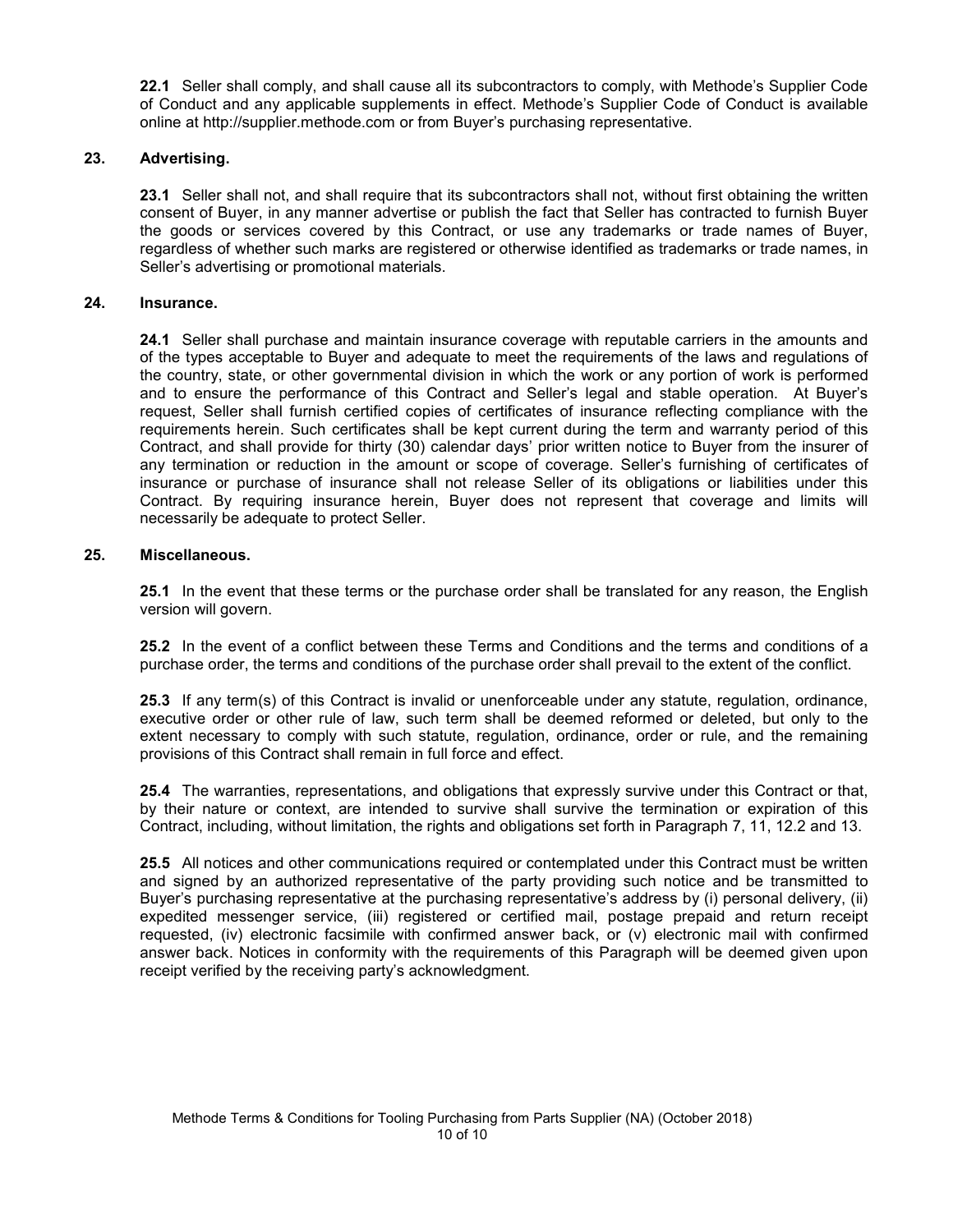**22.1** Seller shall comply, and shall cause all its subcontractors to comply, with Methode's Supplier Code of Conduct and any applicable supplements in effect. Methode's Supplier Code of Conduct is available online at http://supplier.methode.com or from Buyer's purchasing representative.

## 23. Advertising.

**23.1** Seller shall not, and shall require that its subcontractors shall not, without first obtaining the written consent of Buyer, in any manner advertise or publish the fact that Seller has contracted to furnish Buyer the goods or services covered by this Contract, or use any trademarks or trade names of Buyer, regardless of whether such marks are registered or otherwise identified as trademarks or trade names, in Seller's advertising or promotional materials.

## 24. Insurance.

**24.1** Seller shall purchase and maintain insurance coverage with reputable carriers in the amounts and of the types acceptable to Buyer and adequate to meet the requirements of the laws and regulations of the country, state, or other governmental division in which the work or any portion of work is performed and to ensure the performance of this Contract and Seller's legal and stable operation. At Buyer's request, Seller shall furnish certified copies of certificates of insurance reflecting compliance with the requirements herein. Such certificates shall be kept current during the term and warranty period of this Contract, and shall provide for thirty (30) calendar days' prior written notice to Buyer from the insurer of any termination or reduction in the amount or scope of coverage. Seller's furnishing of certificates of insurance or purchase of insurance shall not release Seller of its obligations or liabilities under this Contract. By requiring insurance herein, Buyer does not represent that coverage and limits will necessarily be adequate to protect Seller.

## 25. Miscellaneous.

**25.1** In the event that these terms or the purchase order shall be translated for any reason, the English version will govern.

**25.2** In the event of a conflict between these Terms and Conditions and the terms and conditions of a purchase order, the terms and conditions of the purchase order shall prevail to the extent of the conflict.

**25.3** If any term(s) of this Contract is invalid or unenforceable under any statute, regulation, ordinance, executive order or other rule of law, such term shall be deemed reformed or deleted, but only to the extent necessary to comply with such statute, regulation, ordinance, order or rule, and the remaining provisions of this Contract shall remain in full force and effect.

**25.4** The warranties, representations, and obligations that expressly survive under this Contract or that, by their nature or context, are intended to survive shall survive the termination or expiration of this Contract, including, without limitation, the rights and obligations set forth in Paragraph 7, 11, 12.2 and 13.

**25.5** All notices and other communications required or contemplated under this Contract must be written and signed by an authorized representative of the party providing such notice and be transmitted to Buyer's purchasing representative at the purchasing representative's address by (i) personal delivery, (ii) expedited messenger service, (iii) registered or certified mail, postage prepaid and return receipt requested, (iv) electronic facsimile with confirmed answer back, or (v) electronic mail with confirmed answer back. Notices in conformity with the requirements of this Paragraph will be deemed given upon receipt verified by the receiving party's acknowledgment.